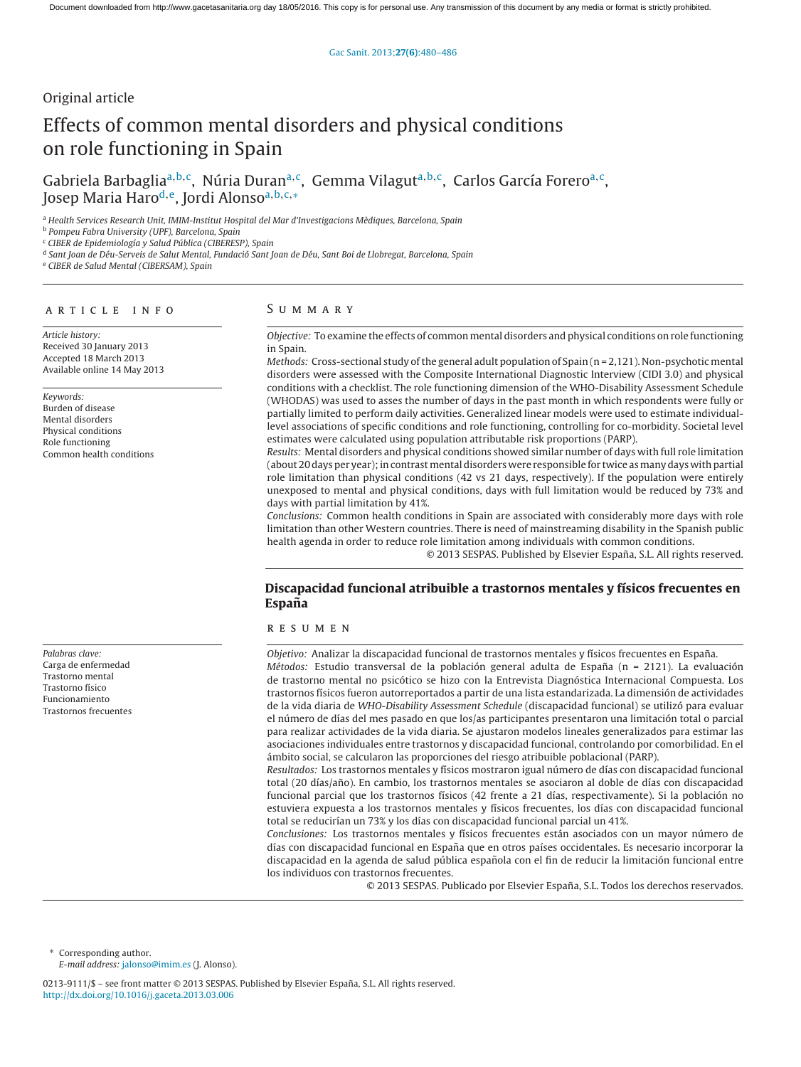Original article

# Effects of common mental disorders and physical conditions on role functioning in Spain

Gabriela Barbaglia[a,b,c], Núria Duran[a,c], Gemma Vilagut[a,b,c], Carlos García Forero[a,c], Josep Maria Haro[d,e], Jordi Alonso[a,b,c,*]

[a] Health Services Research Unit, IMIM-Institut Hospital del Mar d'Investigacions Mèdiques, Barcelona, Spain
[b] Pompeu Fabra University (UPF), Barcelona, Spain
[c] CIBER de Epidemiología y Salud Pública (CIBERESP), Spain
[d] Sant Joan de Déu-Serveis de Salut Mental, Fundació Sant Joan de Déu, Sant Boi de Llobregat, Barcelona, Spain
[e] CIBER de Salud Mental (CIBERSAM), Spain

## Article info

*Article history:*
Received 30 January 2013
Accepted 18 March 2013
Available online 14 May 2013

*Keywords:*
Burden of disease
Mental disorders
Physical conditions
Role functioning
Common health conditions

## Summary

*Objective:* To examine the effects of common mental disorders and physical conditions on role functioning in Spain.

*Methods:* Cross-sectional study of the general adult population of Spain (n = 2,121). Non-psychotic mental disorders were assessed with the Composite International Diagnostic Interview (CIDI 3.0) and physical conditions with a checklist. The role functioning dimension of the WHO-Disability Assessment Schedule (WHODAS) was used to asses the number of days in the past month in which respondents were fully or partially limited to perform daily activities. Generalized linear models were used to estimate individual-level associations of specific conditions and role functioning, controlling for co-morbidity. Societal level estimates were calculated using population attributable risk proportions (PARP).

*Results:* Mental disorders and physical conditions showed similar number of days with full role limitation (about 20 days per year); in contrast mental disorders were responsible for twice as many days with partial role limitation than physical conditions (42 vs 21 days, respectively). If the population were entirely unexposed to mental and physical conditions, days with full limitation would be reduced by 73% and days with partial limitation by 41%.

*Conclusions:* Common health conditions in Spain are associated with considerably more days with role limitation than other Western countries. There is need of mainstreaming disability in the Spanish public health agenda in order to reduce role limitation among individuals with common conditions.

© 2013 SESPAS. Published by Elsevier España, S.L. All rights reserved.

## Discapacidad funcional atribuible a trastornos mentales y físicos frecuentes en España

*Palabras clave:*
Carga de enfermedad
Trastorno mental
Trastorno físico
Funcionamiento
Trastornos frecuentes

## Resumen

*Objetivo:* Analizar la discapacidad funcional de trastornos mentales y físicos frecuentes en España.

*Métodos:* Estudio transversal de la población general adulta de España (n = 2121). La evaluación de trastorno mental no psicótico se hizo con la Entrevista Diagnóstica Internacional Compuesta. Los trastornos físicos fueron autorreportados a partir de una lista estandarizada. La dimensión de actividades de la vida diaria de *WHO-Disability Assessment Schedule* (discapacidad funcional) se utilizó para evaluar el número de días del mes pasado en que los/as participantes presentaron una limitación total o parcial para realizar actividades de la vida diaria. Se ajustaron modelos lineales generalizados para estimar las asociaciones individuales entre trastornos y discapacidad funcional, controlando por comorbilidad. En el ámbito social, se calcularon las proporciones del riesgo atribuible poblacional (PARP).

*Resultados:* Los trastornos mentales y físicos mostraron igual número de días con discapacidad funcional total (20 días/año). En cambio, los trastornos mentales se asociaron al doble de días con discapacidad funcional parcial que los trastornos físicos (42 frente a 21 días, respectivamente). Si la población no estuviera expuesta a los trastornos mentales y físicos frecuentes, los días con discapacidad funcional total se reducirían un 73% y los días con discapacidad funcional parcial un 41%.

*Conclusiones:* Los trastornos mentales y físicos frecuentes están asociados con un mayor número de días con discapacidad funcional en España que en otros países occidentales. Es necesario incorporar la discapacidad en la agenda de salud pública española con el fin de reducir la limitación funcional entre los individuos con trastornos frecuentes.

© 2013 SESPAS. Publicado por Elsevier España, S.L. Todos los derechos reservados.

* Corresponding author.
*E-mail address:* jalonso@imim.es (J. Alonso).

0213-9111/$ – see front matter © 2013 SESPAS. Published by Elsevier España, S.L. All rights reserved.
http://dx.doi.org/10.1016/j.gaceta.2013.03.006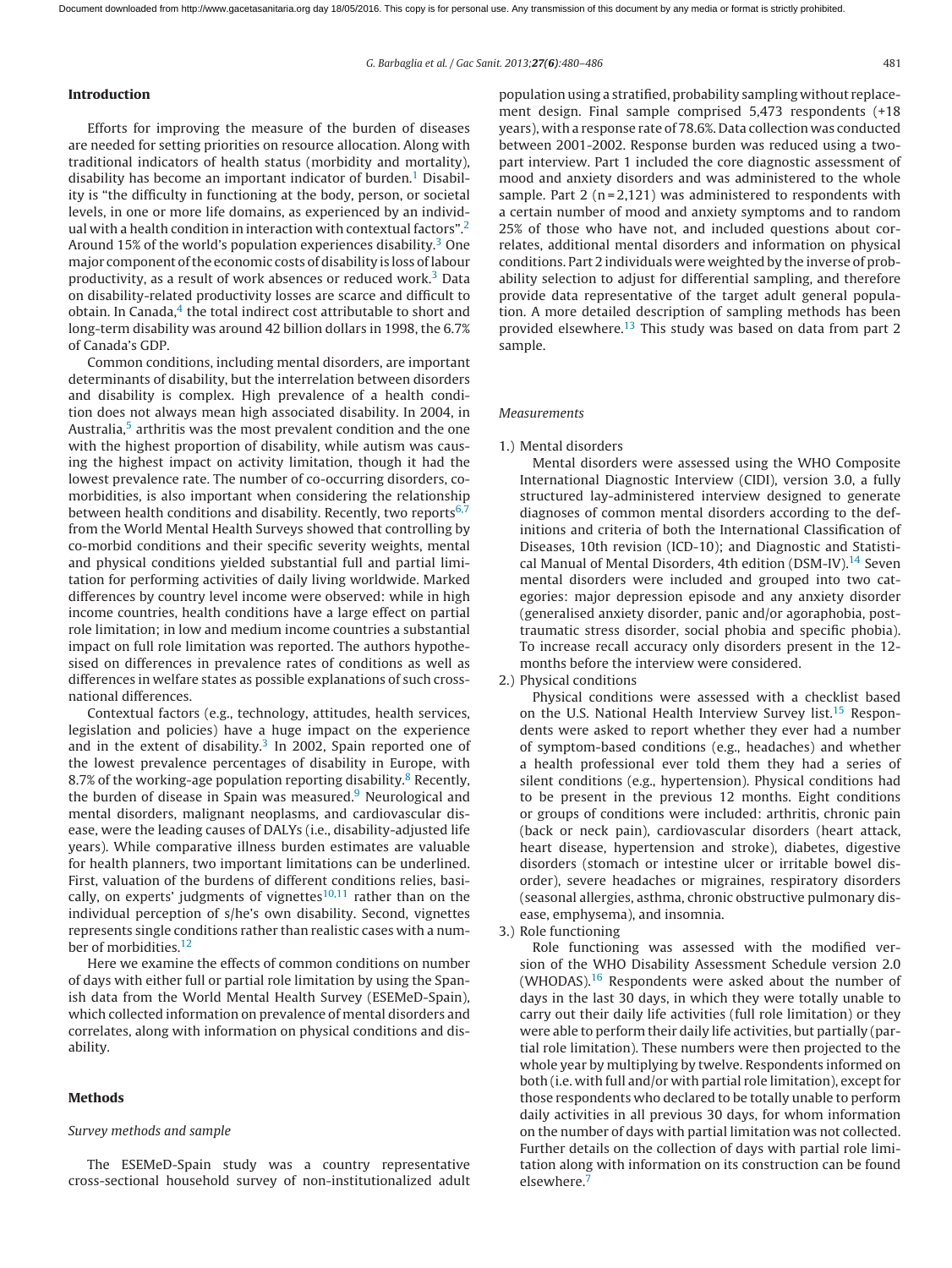## Introduction

Efforts for improving the measure of the burden of diseases are needed for setting priorities on resource allocation. Along with traditional indicators of health status (morbidity and mortality), disability has become an important indicator of burden.[1] Disability is "the difficulty in functioning at the body, person, or societal levels, in one or more life domains, as experienced by an individual with a health condition in interaction with contextual factors".[2] Around 15% of the world's population experiences disability.[3] One major component of the economic costs of disability is loss of labour productivity, as a result of work absences or reduced work.[3] Data on disability-related productivity losses are scarce and difficult to obtain. In Canada,[4] the total indirect cost attributable to short and long-term disability was around 42 billion dollars in 1998, the 6.7% of Canada's GDP.

Common conditions, including mental disorders, are important determinants of disability, but the interrelation between disorders and disability is complex. High prevalence of a health condition does not always mean high associated disability. In 2004, in Australia,[5] arthritis was the most prevalent condition and the one with the highest proportion of disability, while autism was causing the highest impact on activity limitation, though it had the lowest prevalence rate. The number of co-occurring disorders, comorbidities, is also important when considering the relationship between health conditions and disability. Recently, two reports[6,7] from the World Mental Health Surveys showed that controlling by co-morbid conditions and their specific severity weights, mental and physical conditions yielded substantial full and partial limitation for performing activities of daily living worldwide. Marked differences by country level income were observed: while in high income countries, health conditions have a large effect on partial role limitation; in low and medium income countries a substantial impact on full role limitation was reported. The authors hypothesised on differences in prevalence rates of conditions as well as differences in welfare states as possible explanations of such cross-national differences.

Contextual factors (e.g., technology, attitudes, health services, legislation and policies) have a huge impact on the experience and in the extent of disability.[3] In 2002, Spain reported one of the lowest prevalence percentages of disability in Europe, with 8.7% of the working-age population reporting disability.[8] Recently, the burden of disease in Spain was measured.[9] Neurological and mental disorders, malignant neoplasms, and cardiovascular disease, were the leading causes of DALYs (i.e., disability-adjusted life years). While comparative illness burden estimates are valuable for health planners, two important limitations can be underlined. First, valuation of the burdens of different conditions relies, basically, on experts' judgments of vignettes[10,11] rather than on the individual perception of s/he's own disability. Second, vignettes represents single conditions rather than realistic cases with a number of morbidities.[12]

Here we examine the effects of common conditions on number of days with either full or partial role limitation by using the Spanish data from the World Mental Health Survey (ESEMeD-Spain), which collected information on prevalence of mental disorders and correlates, along with information on physical conditions and disability.

## Methods

### *Survey methods and sample*

The ESEMeD-Spain study was a country representative cross-sectional household survey of non-institutionalized adult population using a stratified, probability sampling without replacement design. Final sample comprised 5,473 respondents (+18 years), with a response rate of 78.6%. Data collection was conducted between 2001-2002. Response burden was reduced using a two-part interview. Part 1 included the core diagnostic assessment of mood and anxiety disorders and was administered to the whole sample. Part 2 (n = 2,121) was administered to respondents with a certain number of mood and anxiety symptoms and to random 25% of those who have not, and included questions about correlates, additional mental disorders and information on physical conditions. Part 2 individuals were weighted by the inverse of probability selection to adjust for differential sampling, and therefore provide data representative of the target adult general population. A more detailed description of sampling methods has been provided elsewhere.[13] This study was based on data from part 2 sample.

### *Measurements*

1.) Mental disorders

Mental disorders were assessed using the WHO Composite International Diagnostic Interview (CIDI), version 3.0, a fully structured lay-administered interview designed to generate diagnoses of common mental disorders according to the definitions and criteria of both the International Classification of Diseases, 10th revision (ICD-10); and Diagnostic and Statistical Manual of Mental Disorders, 4th edition (DSM-IV).[14] Seven mental disorders were included and grouped into two categories: major depression episode and any anxiety disorder (generalised anxiety disorder, panic and/or agoraphobia, post-traumatic stress disorder, social phobia and specific phobia). To increase recall accuracy only disorders present in the 12-months before the interview were considered.

2.) Physical conditions

Physical conditions were assessed with a checklist based on the U.S. National Health Interview Survey list.[15] Respondents were asked to report whether they ever had a number of symptom-based conditions (e.g., headaches) and whether a health professional ever told them they had a series of silent conditions (e.g., hypertension). Physical conditions had to be present in the previous 12 months. Eight conditions or groups of conditions were included: arthritis, chronic pain (back or neck pain), cardiovascular disorders (heart attack, heart disease, hypertension and stroke), diabetes, digestive disorders (stomach or intestine ulcer or irritable bowel disorder), severe headaches or migraines, respiratory disorders (seasonal allergies, asthma, chronic obstructive pulmonary disease, emphysema), and insomnia.

3.) Role functioning

Role functioning was assessed with the modified version of the WHO Disability Assessment Schedule version 2.0 (WHODAS).[16] Respondents were asked about the number of days in the last 30 days, in which they were totally unable to carry out their daily life activities (full role limitation) or they were able to perform their daily life activities, but partially (partial role limitation). These numbers were then projected to the whole year by multiplying by twelve. Respondents informed on both (i.e. with full and/or with partial role limitation), except for those respondents who declared to be totally unable to perform daily activities in all previous 30 days, for whom information on the number of days with partial limitation was not collected. Further details on the collection of days with partial role limitation along with information on its construction can be found elsewhere.[7]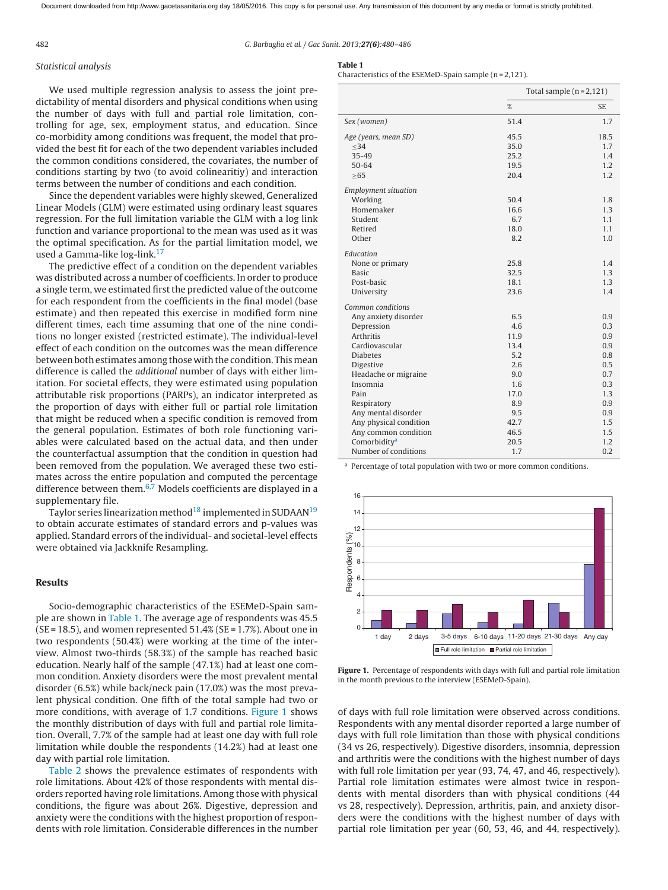### Statistical analysis

We used multiple regression analysis to assess the joint predictability of mental disorders and physical conditions when using the number of days with full and partial role limitation, controlling for age, sex, employment status, and education. Since co-morbidity among conditions was frequent, the model that provided the best fit for each of the two dependent variables included the common conditions considered, the covariates, the number of conditions starting by two (to avoid colinearitiy) and interaction terms between the number of conditions and each condition.

Since the dependent variables were highly skewed, Generalized Linear Models (GLM) were estimated using ordinary least squares regression. For the full limitation variable the GLM with a log link function and variance proportional to the mean was used as it was the optimal specification. As for the partial limitation model, we used a Gamma-like log-link.[17]

The predictive effect of a condition on the dependent variables was distributed across a number of coefficients. In order to produce a single term, we estimated first the predicted value of the outcome for each respondent from the coefficients in the final model (base estimate) and then repeated this exercise in modified form nine different times, each time assuming that one of the nine conditions no longer existed (restricted estimate). The individual-level effect of each condition on the outcomes was the mean difference between both estimates among those with the condition. This mean difference is called the *additional* number of days with either limitation. For societal effects, they were estimated using population attributable risk proportions (PARPs), an indicator interpreted as the proportion of days with either full or partial role limitation that might be reduced when a specific condition is removed from the general population. Estimates of both role functioning variables were calculated based on the actual data, and then under the counterfactual assumption that the condition in question had been removed from the population. We averaged these two estimates across the entire population and computed the percentage difference between them.[6,7] Models coefficients are displayed in a supplementary file.

Taylor series linearization method[18] implemented in SUDAAN[19] to obtain accurate estimates of standard errors and p-values was applied. Standard errors of the individual- and societal-level effects were obtained via Jackknife Resampling.

## Results

Socio-demographic characteristics of the ESEMeD-Spain sample are shown in Table 1. The average age of respondents was 45.5 (SE = 18.5), and women represented 51.4% (SE = 1.7%). About one in two respondents (50.4%) were working at the time of the interview. Almost two-thirds (58.3%) of the sample has reached basic education. Nearly half of the sample (47.1%) had at least one common condition. Anxiety disorders were the most prevalent mental disorder (6.5%) while back/neck pain (17.0%) was the most prevalent physical condition. One fifth of the total sample had two or more conditions, with average of 1.7 conditions. Figure 1 shows the monthly distribution of days with full and partial role limitation. Overall, 7.7% of the sample had at least one day with full role limitation while double the respondents (14.2%) had at least one day with partial role limitation.

Table 2 shows the prevalence estimates of respondents with role limitations. About 42% of those respondents with mental disorders reported having role limitations. Among those with physical conditions, the figure was about 26%. Digestive, depression and anxiety were the conditions with the highest proportion of respondents with role limitation. Considerable differences in the number of days with full role limitation were observed across conditions. Respondents with any mental disorder reported a large number of days with full role limitation than those with physical conditions (34 vs 26, respectively). Digestive disorders, insomnia, depression and arthritis were the conditions with the highest number of days with full role limitation per year (93, 74, 47, and 46, respectively). Partial role limitation estimates were almost twice in respondents with mental disorders than with physical conditions (44 vs 28, respectively). Depression, arthritis, pain, and anxiety disorders were the conditions with the highest number of days with partial role limitation per year (60, 53, 46, and 44, respectively).

**Table 1**
Characteristics of the ESEMeD-Spain sample (n = 2,121).

| | Total sample (n = 2,121) | |
|---|---|---|
| | % | SE |
| *Sex (women)* | 51.4 | 1.7 |
| *Age (years, mean SD)* | 45.5 | 18.5 |
| ≤34 | 35.0 | 1.7 |
| 35-49 | 25.2 | 1.4 |
| 50-64 | 19.5 | 1.2 |
| ≥65 | 20.4 | 1.2 |
| *Employment situation* | | |
| Working | 50.4 | 1.8 |
| Homemaker | 16.6 | 1.3 |
| Student | 6.7 | 1.1 |
| Retired | 18.0 | 1.1 |
| Other | 8.2 | 1.0 |
| *Education* | | |
| None or primary | 25.8 | 1.4 |
| Basic | 32.5 | 1.3 |
| Post-basic | 18.1 | 1.3 |
| University | 23.6 | 1.4 |
| *Common conditions* | | |
| Any anxiety disorder | 6.5 | 0.9 |
| Depression | 4.6 | 0.3 |
| Arthritis | 11.9 | 0.9 |
| Cardiovascular | 13.4 | 0.9 |
| Diabetes | 5.2 | 0.8 |
| Digestive | 2.6 | 0.5 |
| Headache or migraine | 9.0 | 0.7 |
| Insomnia | 1.6 | 0.3 |
| Pain | 17.0 | 1.3 |
| Respiratory | 8.9 | 0.9 |
| Any mental disorder | 9.5 | 0.9 |
| Any physical condition | 42.7 | 1.5 |
| Any common condition | 46.5 | 1.5 |
| Comorbidity[a] | 20.5 | 1.2 |
| Number of conditions | 1.7 | 0.2 |

[a] Percentage of total population with two or more common conditions.

Respondents (%)
16
14
12
10
8
6
4
2
0
1 day
2 days
3-5 days
6-10 days
11-20 days
21-30 days
Any day
Full role limitation
Partial role limitation

**Figure 1.** Percentage of respondents with days with full and partial role limitation in the month previous to the interview (ESEMeD-Spain).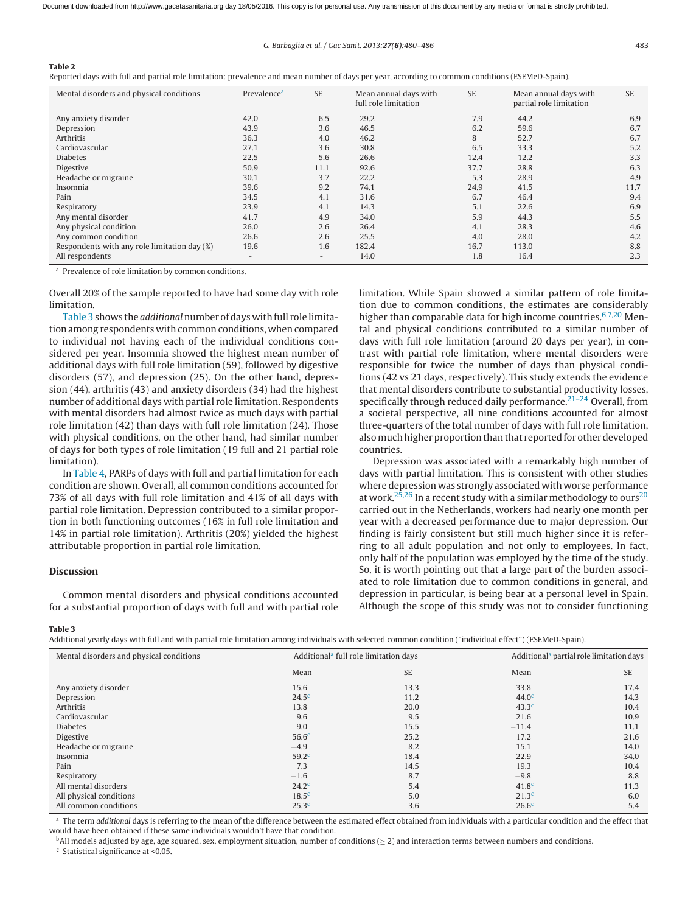**Table 2**
Reported days with full and partial role limitation: prevalence and mean number of days per year, according to common conditions (ESEMeD-Spain).

| Mental disorders and physical conditions | Prevalence[a] | SE | Mean annual days with full role limitation | SE | Mean annual days with partial role limitation | SE |
|---|---|---|---|---|---|---|
| Any anxiety disorder | 42.0 | 6.5 | 29.2 | 7.9 | 44.2 | 6.9 |
| Depression | 43.9 | 3.6 | 46.5 | 6.2 | 59.6 | 6.7 |
| Arthritis | 36.3 | 4.0 | 46.2 | 8 | 52.7 | 6.7 |
| Cardiovascular | 27.1 | 3.6 | 30.8 | 6.5 | 33.3 | 5.2 |
| Diabetes | 22.5 | 5.6 | 26.6 | 12.4 | 12.2 | 3.3 |
| Digestive | 50.9 | 11.1 | 92.6 | 37.7 | 28.8 | 6.3 |
| Headache or migraine | 30.1 | 3.7 | 22.2 | 5.3 | 28.9 | 4.9 |
| Insomnia | 39.6 | 9.2 | 74.1 | 24.9 | 41.5 | 11.7 |
| Pain | 34.5 | 4.1 | 31.6 | 6.7 | 46.4 | 9.4 |
| Respiratory | 23.9 | 4.1 | 14.3 | 5.1 | 22.6 | 6.9 |
| Any mental disorder | 41.7 | 4.9 | 34.0 | 5.9 | 44.3 | 5.5 |
| Any physical condition | 26.0 | 2.6 | 26.4 | 4.1 | 28.3 | 4.6 |
| Any common condition | 26.6 | 2.6 | 25.5 | 4.0 | 28.0 | 4.2 |
| Respondents with any role limitation day (%) | 19.6 | 1.6 | 182.4 | 16.7 | 113.0 | 8.8 |
| All respondents | - | - | 14.0 | 1.8 | 16.4 | 2.3 |

[a] Prevalence of role limitation by common conditions.

Overall 20% of the sample reported to have had some day with role limitation.

Table 3 shows the *additional* number of days with full role limitation among respondents with common conditions, when compared to individual not having each of the individual conditions considered per year. Insomnia showed the highest mean number of additional days with full role limitation (59), followed by digestive disorders (57), and depression (25). On the other hand, depression (44), arthritis (43) and anxiety disorders (34) had the highest number of additional days with partial role limitation. Respondents with mental disorders had almost twice as much days with partial role limitation (42) than days with full role limitation (24). Those with physical conditions, on the other hand, had similar number of days for both types of role limitation (19 full and 21 partial role limitation).

In Table 4, PARPs of days with full and partial limitation for each condition are shown. Overall, all common conditions accounted for 73% of all days with full role limitation and 41% of all days with partial role limitation. Depression contributed to a similar proportion in both functioning outcomes (16% in full role limitation and 14% in partial role limitation). Arthritis (20%) yielded the highest attributable proportion in partial role limitation.

## Discussion

Common mental disorders and physical conditions accounted for a substantial proportion of days with full and with partial role limitation. While Spain showed a similar pattern of role limitation due to common conditions, the estimates are considerably higher than comparable data for high income countries.[6,7,20] Mental and physical conditions contributed to a similar number of days with full role limitation (around 20 days per year), in contrast with partial role limitation, where mental disorders were responsible for twice the number of days than physical conditions (42 vs 21 days, respectively). This study extends the evidence that mental disorders contribute to substantial productivity losses, specifically through reduced daily performance.[21–24] Overall, from a societal perspective, all nine conditions accounted for almost three-quarters of the total number of days with full role limitation, also much higher proportion than that reported for other developed countries.

Depression was associated with a remarkably high number of days with partial limitation. This is consistent with other studies where depression was strongly associated with worse performance at work.[25,26] In a recent study with a similar methodology to ours[20] carried out in the Netherlands, workers had nearly one month per year with a decreased performance due to major depression. Our finding is fairly consistent but still much higher since it is referring to all adult population and not only to employees. In fact, only half of the population was employed by the time of the study. So, it is worth pointing out that a large part of the burden associated to role limitation due to common conditions in general, and depression in particular, is being bear at a personal level in Spain. Although the scope of this study was not to consider functioning

**Table 3**
Additional yearly days with full and with partial role limitation among individuals with selected common condition ("individual effect") (ESEMeD-Spain).

| Mental disorders and physical conditions | Additional[a] full role limitation days | | Additional[a] partial role limitation days | |
|---|---|---|---|---|
| | Mean | SE | Mean | SE |
| Any anxiety disorder | 15.6 | 13.3 | 33.8 | 17.4 |
| Depression | 24.5[c] | 11.2 | 44.0[c] | 14.3 |
| Arthritis | 13.8 | 20.0 | 43.3[c] | 10.4 |
| Cardiovascular | 9.6 | 9.5 | 21.6 | 10.9 |
| Diabetes | 9.0 | 15.5 | −11.4 | 11.1 |
| Digestive | 56.6[c] | 25.2 | 17.2 | 21.6 |
| Headache or migraine | −4.9 | 8.2 | 15.1 | 14.0 |
| Insomnia | 59.2[c] | 18.4 | 22.9 | 34.0 |
| Pain | 7.3 | 14.5 | 19.3 | 10.4 |
| Respiratory | −1.6 | 8.7 | −9.8 | 8.8 |
| All mental disorders | 24.2[c] | 5.4 | 41.8[c] | 11.3 |
| All physical conditions | 18.5[c] | 5.0 | 21.3[c] | 6.0 |
| All common conditions | 25.3[c] | 3.6 | 26.6[c] | 5.4 |

[a] The term *additional* days is referring to the mean of the difference between the estimated effect obtained from individuals with a particular condition and the effect that would have been obtained if these same individuals wouldn't have that condition.

[b] All models adjusted by age, age squared, sex, employment situation, number of conditions (≥ 2) and interaction terms between numbers and conditions.

[c] Statistical significance at <0.05.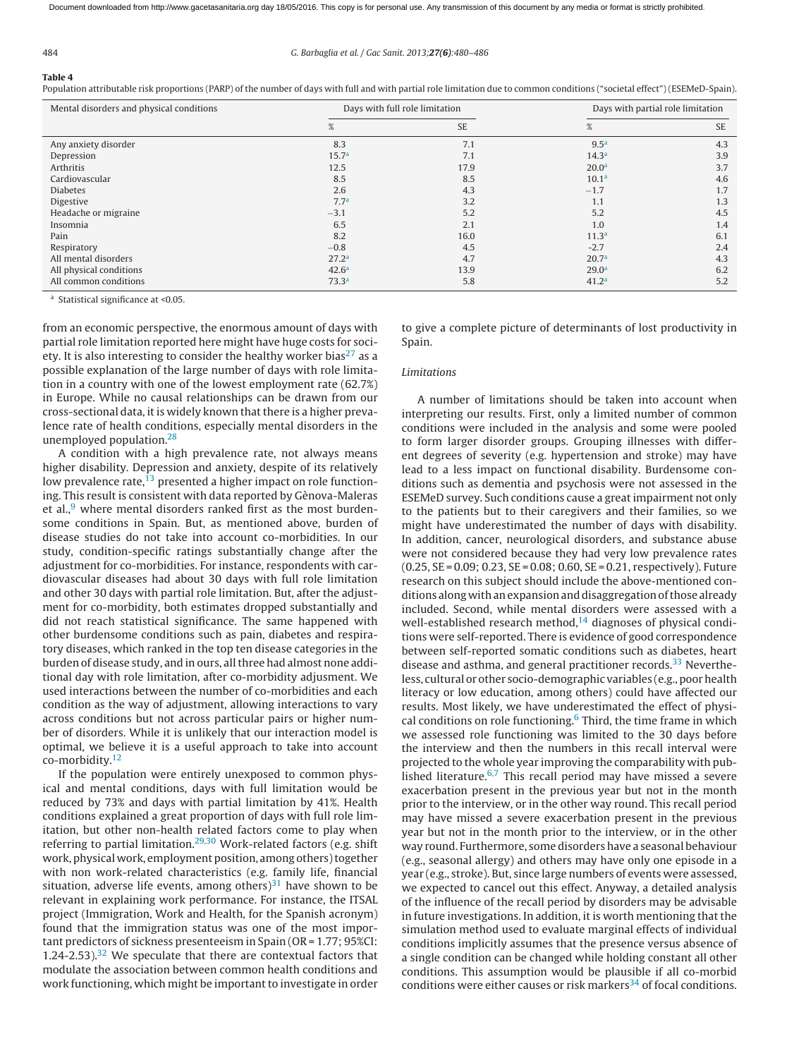**Table 4**
Population attributable risk proportions (PARP) of the number of days with full and with partial role limitation due to common conditions ("societal effect") (ESEMeD-Spain).

| Mental disorders and physical conditions | Days with full role limitation | | Days with partial role limitation | |
|---|---|---|---|---|
| | % | SE | % | SE |
| Any anxiety disorder | 8.3 | 7.1 | 9.5[a] | 4.3 |
| Depression | 15.7[a] | 7.1 | 14.3[a] | 3.9 |
| Arthritis | 12.5 | 17.9 | 20.0[a] | 3.7 |
| Cardiovascular | 8.5 | 8.5 | 10.1[a] | 4.6 |
| Diabetes | 2.6 | 4.3 | −1.7 | 1.7 |
| Digestive | 7.7[a] | 3.2 | 1.1 | 1.3 |
| Headache or migraine | −3.1 | 5.2 | 5.2 | 4.5 |
| Insomnia | 6.5 | 2.1 | 1.0 | 1.4 |
| Pain | 8.2 | 16.0 | 11.3[a] | 6.1 |
| Respiratory | −0.8 | 4.5 | -2.7 | 2.4 |
| All mental disorders | 27.2[a] | 4.7 | 20.7[a] | 4.3 |
| All physical conditions | 42.6[a] | 13.9 | 29.0[a] | 6.2 |
| All common conditions | 73.3[a] | 5.8 | 41.2[a] | 5.2 |

[a] Statistical significance at <0.05.

from an economic perspective, the enormous amount of days with partial role limitation reported here might have huge costs for society. It is also interesting to consider the healthy worker bias[27] as a possible explanation of the large number of days with role limitation in a country with one of the lowest employment rate (62.7%) in Europe. While no causal relationships can be drawn from our cross-sectional data, it is widely known that there is a higher prevalence rate of health conditions, especially mental disorders in the unemployed population.[28]

A condition with a high prevalence rate, not always means higher disability. Depression and anxiety, despite of its relatively low prevalence rate,[13] presented a higher impact on role functioning. This result is consistent with data reported by Gènova-Maleras et al.,[9] where mental disorders ranked first as the most burdensome conditions in Spain. But, as mentioned above, burden of disease studies do not take into account co-morbidities. In our study, condition-specific ratings substantially change after the adjustment for co-morbidities. For instance, respondents with cardiovascular diseases had about 30 days with full role limitation and other 30 days with partial role limitation. But, after the adjustment for co-morbidity, both estimates dropped substantially and did not reach statistical significance. The same happened with other burdensome conditions such as pain, diabetes and respiratory diseases, which ranked in the top ten disease categories in the burden of disease study, and in ours, all three had almost none additional day with role limitation, after co-morbidity adjusment. We used interactions between the number of co-morbidities and each condition as the way of adjustment, allowing interactions to vary across conditions but not across particular pairs or higher number of disorders. While it is unlikely that our interaction model is optimal, we believe it is a useful approach to take into account co-morbidity.[12]

If the population were entirely unexposed to common physical and mental conditions, days with full limitation would be reduced by 73% and days with partial limitation by 41%. Health conditions explained a great proportion of days with full role limitation, but other non-health related factors come to play when referring to partial limitation.[29,30] Work-related factors (e.g. shift work, physical work, employment position, among others) together with non work-related characteristics (e.g. family life, financial situation, adverse life events, among others)[31] have shown to be relevant in explaining work performance. For instance, the ITSAL project (Immigration, Work and Health, for the Spanish acronym) found that the immigration status was one of the most important predictors of sickness presenteeism in Spain (OR = 1.77; 95%CI: 1.24-2.53).[32] We speculate that there are contextual factors that modulate the association between common health conditions and work functioning, which might be important to investigate in order to give a complete picture of determinants of lost productivity in Spain.

*Limitations*

A number of limitations should be taken into account when interpreting our results. First, only a limited number of common conditions were included in the analysis and some were pooled to form larger disorder groups. Grouping illnesses with different degrees of severity (e.g. hypertension and stroke) may have lead to a less impact on functional disability. Burdensome conditions such as dementia and psychosis were not assessed in the ESEMeD survey. Such conditions cause a great impairment not only to the patients but to their caregivers and their families, so we might have underestimated the number of days with disability. In addition, cancer, neurological disorders, and substance abuse were not considered because they had very low prevalence rates (0.25, SE = 0.09; 0.23, SE = 0.08; 0.60, SE = 0.21, respectively). Future research on this subject should include the above-mentioned conditions along with an expansion and disaggregation of those already included. Second, while mental disorders were assessed with a well-established research method,[14] diagnoses of physical conditions were self-reported. There is evidence of good correspondence between self-reported somatic conditions such as diabetes, heart disease and asthma, and general practitioner records.[33] Nevertheless, cultural or other socio-demographic variables (e.g., poor health literacy or low education, among others) could have affected our results. Most likely, we have underestimated the effect of physical conditions on role functioning.[6] Third, the time frame in which we assessed role functioning was limited to the 30 days before the interview and then the numbers in this recall interval were projected to the whole year improving the comparability with published literature.[6,7] This recall period may have missed a severe exacerbation present in the previous year but not in the month prior to the interview, or in the other way round. This recall period may have missed a severe exacerbation present in the previous year but not in the month prior to the interview, or in the other way round. Furthermore, some disorders have a seasonal behaviour (e.g., seasonal allergy) and others may have only one episode in a year (e.g., stroke). But, since large numbers of events were assessed, we expected to cancel out this effect. Anyway, a detailed analysis of the influence of the recall period by disorders may be advisable in future investigations. In addition, it is worth mentioning that the simulation method used to evaluate marginal effects of individual conditions implicitly assumes that the presence versus absence of a single condition can be changed while holding constant all other conditions. This assumption would be plausible if all co-morbid conditions were either causes or risk markers[34] of focal conditions.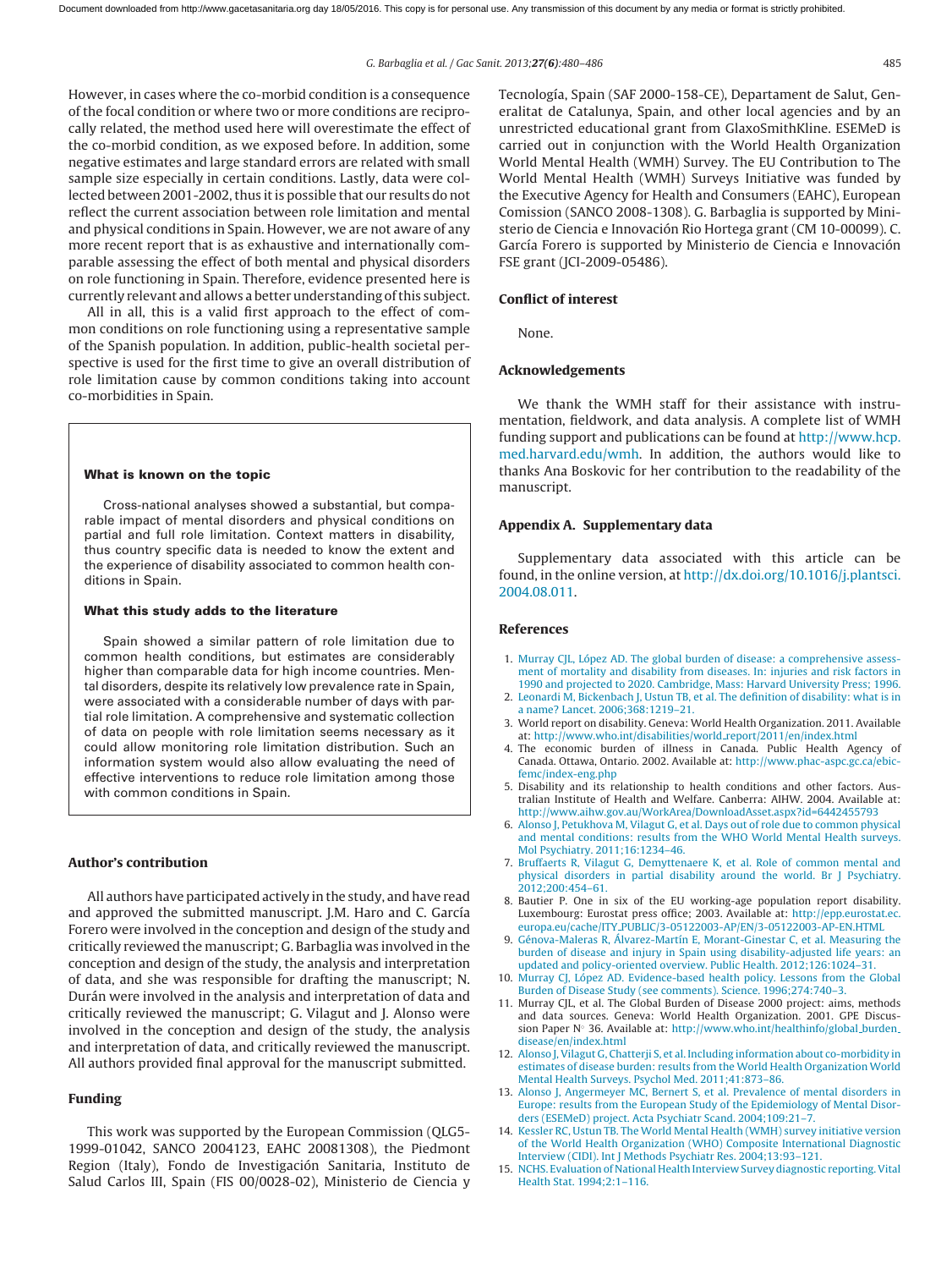However, in cases where the co-morbid condition is a consequence of the focal condition or where two or more conditions are reciprocally related, the method used here will overestimate the effect of the co-morbid condition, as we exposed before. In addition, some negative estimates and large standard errors are related with small sample size especially in certain conditions. Lastly, data were collected between 2001-2002, thus it is possible that our results do not reflect the current association between role limitation and mental and physical conditions in Spain. However, we are not aware of any more recent report that is as exhaustive and internationally comparable assessing the effect of both mental and physical disorders on role functioning in Spain. Therefore, evidence presented here is currently relevant and allows a better understanding of this subject.

All in all, this is a valid first approach to the effect of common conditions on role functioning using a representative sample of the Spanish population. In addition, public-health societal perspective is used for the first time to give an overall distribution of role limitation cause by common conditions taking into account co-morbidities in Spain.

**What is known on the topic**

Cross-national analyses showed a substantial, but comparable impact of mental disorders and physical conditions on partial and full role limitation. Context matters in disability, thus country specific data is needed to know the extent and the experience of disability associated to common health conditions in Spain.

**What this study adds to the literature**

Spain showed a similar pattern of role limitation due to common health conditions, but estimates are considerably higher than comparable data for high income countries. Mental disorders, despite its relatively low prevalence rate in Spain, were associated with a considerable number of days with partial role limitation. A comprehensive and systematic collection of data on people with role limitation seems necessary as it could allow monitoring role limitation distribution. Such an information system would also allow evaluating the need of effective interventions to reduce role limitation among those with common conditions in Spain.

## Author's contribution

All authors have participated actively in the study, and have read and approved the submitted manuscript. J.M. Haro and C. García Forero were involved in the conception and design of the study and critically reviewed the manuscript; G. Barbaglia was involved in the conception and design of the study, the analysis and interpretation of data, and she was responsible for drafting the manuscript; N. Durán were involved in the analysis and interpretation of data and critically reviewed the manuscript; G. Vilagut and J. Alonso were involved in the conception and design of the study, the analysis and interpretation of data, and critically reviewed the manuscript. All authors provided final approval for the manuscript submitted.

## Funding

This work was supported by the European Commission (QLG5-1999-01042, SANCO 2004123, EAHC 20081308), the Piedmont Region (Italy), Fondo de Investigación Sanitaria, Instituto de Salud Carlos III, Spain (FIS 00/0028-02), Ministerio de Ciencia y Tecnología, Spain (SAF 2000-158-CE), Departament de Salut, Generalitat de Catalunya, Spain, and other local agencies and by an unrestricted educational grant from GlaxoSmithKline. ESEMeD is carried out in conjunction with the World Health Organization World Mental Health (WMH) Survey. The EU Contribution to The World Mental Health (WMH) Surveys Initiative was funded by the Executive Agency for Health and Consumers (EAHC), European Comission (SANCO 2008-1308). G. Barbaglia is supported by Ministerio de Ciencia e Innovación Rio Hortega grant (CM 10-00099). C. García Forero is supported by Ministerio de Ciencia e Innovación FSE grant (JCI-2009-05486).

## Conflict of interest

None.

## Acknowledgements

We thank the WMH staff for their assistance with instrumentation, fieldwork, and data analysis. A complete list of WMH funding support and publications can be found at http://www.hcp.med.harvard.edu/wmh. In addition, the authors would like to thanks Ana Boskovic for her contribution to the readability of the manuscript.

## Appendix A. Supplementary data

Supplementary data associated with this article can be found, in the online version, at http://dx.doi.org/10.1016/j.plantsci.2004.08.011.

## References

1. Murray CJL, López AD. The global burden of disease: a comprehensive assessment of mortality and disability from diseases. In: injuries and risk factors in 1990 and projected to 2020. Cambridge, Mass: Harvard University Press; 1996.
2. Leonardi M, Bickenbach J, Ustun TB, et al. The definition of disability: what is in a name? Lancet. 2006;368:1219–21.
3. World report on disability. Geneva: World Health Organization. 2011. Available at: http://www.who.int/disabilities/world_report/2011/en/index.html
4. The economic burden of illness in Canada. Public Health Agency of Canada. Ottawa, Ontario. 2002. Available at: http://www.phac-aspc.gc.ca/ebic-femc/index-eng.php
5. Disability and its relationship to health conditions and other factors. Australian Institute of Health and Welfare. Canberra: AIHW. 2004. Available at: http://www.aihw.gov.au/WorkArea/DownloadAsset.aspx?id=6442455793
6. Alonso J, Petukhova M, Vilagut G, et al. Days out of role due to common physical and mental conditions: results from the WHO World Mental Health surveys. Mol Psychiatry. 2011;16:1234–46.
7. Bruffaerts R, Vilagut G, Demyttenaere K, et al. Role of common mental and physical disorders in partial disability around the world. Br J Psychiatry. 2012;200:454–61.
8. Bautier P. One in six of the EU working-age population report disability. Luxembourg: Eurostat press office; 2003. Available at: http://epp.eurostat.ec.europa.eu/cache/ITY_PUBLIC/3-05122003-AP/EN/3-05122003-AP-EN.HTML
9. Génova-Maleras R, Álvarez-Martín E, Morant-Ginestar C, et al. Measuring the burden of disease and injury in Spain using disability-adjusted life years: an updated and policy-oriented overview. Public Health. 2012;126:1024–31.
10. Murray CJ, López AD. Evidence-based health policy. Lessons from the Global Burden of Disease Study (see comments). Science. 1996;274:740–3.
11. Murray CJL, et al. The Global Burden of Disease 2000 project: aims, methods and data sources. Geneva: World Health Organization. 2001. GPE Discussion Paper N° 36. Available at: http://www.who.int/healthinfo/global_burden_disease/en/index.html
12. Alonso J, Vilagut G, Chatterji S, et al. Including information about co-morbidity in estimates of disease burden: results from the World Health Organization World Mental Health Surveys. Psychol Med. 2011;41:873–86.
13. Alonso J, Angermeyer MC, Bernert S, et al. Prevalence of mental disorders in Europe: results from the European Study of the Epidemiology of Mental Disorders (ESEMeD) project. Acta Psychiatr Scand. 2004;109:21–7.
14. Kessler RC, Ustun TB. The World Mental Health (WMH) survey initiative version of the World Health Organization (WHO) Composite International Diagnostic Interview (CIDI). Int J Methods Psychiatr Res. 2004;13:93–121.
15. NCHS. Evaluation of National Health Interview Survey diagnostic reporting. Vital Health Stat. 1994;2:1–116.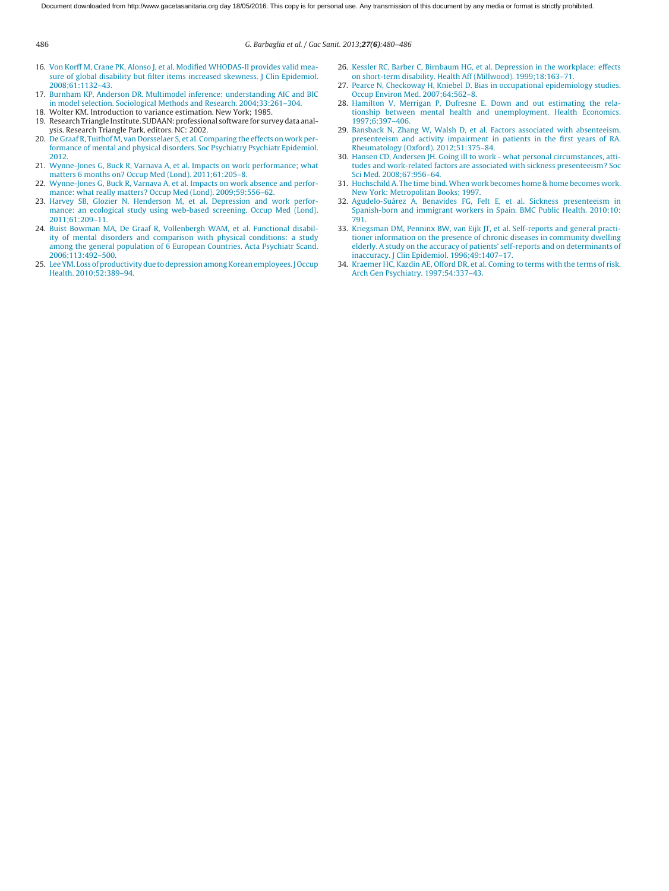16. Von Korff M, Crane PK, Alonso J, et al. Modified WHODAS-II provides valid measure of global disability but filter items increased skewness. J Clin Epidemiol. 2008;61:1132–43.
17. Burnham KP, Anderson DR. Multimodel inference: understanding AIC and BIC in model selection. Sociological Methods and Research. 2004;33:261–304.
18. Wolter KM. Introduction to variance estimation. New York; 1985.
19. Research Triangle Institute. SUDAAN: professional software for survey data analysis. Research Triangle Park, editors. NC: 2002.
20. De Graaf R, Tuithof M, van Dorsselaer S, et al. Comparing the effects on work performance of mental and physical disorders. Soc Psychiatry Psychiatr Epidemiol. 2012.
21. Wynne-Jones G, Buck R, Varnava A, et al. Impacts on work performance; what matters 6 months on? Occup Med (Lond). 2011;61:205–8.
22. Wynne-Jones G, Buck R, Varnava A, et al. Impacts on work absence and performance: what really matters? Occup Med (Lond). 2009;59:556–62.
23. Harvey SB, Glozier N, Henderson M, et al. Depression and work performance: an ecological study using web-based screening. Occup Med (Lond). 2011;61:209–11.
24. Buist Bowman MA, De Graaf R, Vollenbergh WAM, et al. Functional disability of mental disorders and comparison with physical conditions: a study among the general population of 6 European Countries. Acta Psychiatr Scand. 2006;113:492–500.
25. Lee YM. Loss of productivity due to depression among Korean employees. J Occup Health. 2010;52:389–94.
26. Kessler RC, Barber C, Birnbaum HG, et al. Depression in the workplace: effects on short-term disability. Health Aff (Millwood). 1999;18:163–71.
27. Pearce N, Checkoway H, Kniebel D. Bias in occupational epidemiology studies. Occup Environ Med. 2007;64:562–8.
28. Hamilton V, Merrigan P, Dufresne E. Down and out estimating the relationship between mental health and unemployment. Health Economics. 1997;6:397–406.
29. Bansback N, Zhang W, Walsh D, et al. Factors associated with absenteeism, presenteeism and activity impairment in patients in the first years of RA. Rheumatology (Oxford). 2012;51:375–84.
30. Hansen CD, Andersen JH. Going ill to work - what personal circumstances, attitudes and work-related factors are associated with sickness presenteeism? Soc Sci Med. 2008;67:956–64.
31. Hochschild A. The time bind. When work becomes home & home becomes work. New York: Metropolitan Books; 1997.
32. Agudelo-Suárez A, Benavides FG, Felt E, et al. Sickness presenteeism in Spanish-born and immigrant workers in Spain. BMC Public Health. 2010;10:791.
33. Kriegsman DM, Penninx BW, van Eijk JT, et al. Self-reports and general practitioner information on the presence of chronic diseases in community dwelling elderly. A study on the accuracy of patients' self-reports and on determinants of inaccuracy. J Clin Epidemiol. 1996;49:1407–17.
34. Kraemer HC, Kazdin AE, Offord DR, et al. Coming to terms with the terms of risk. Arch Gen Psychiatry. 1997;54:337–43.